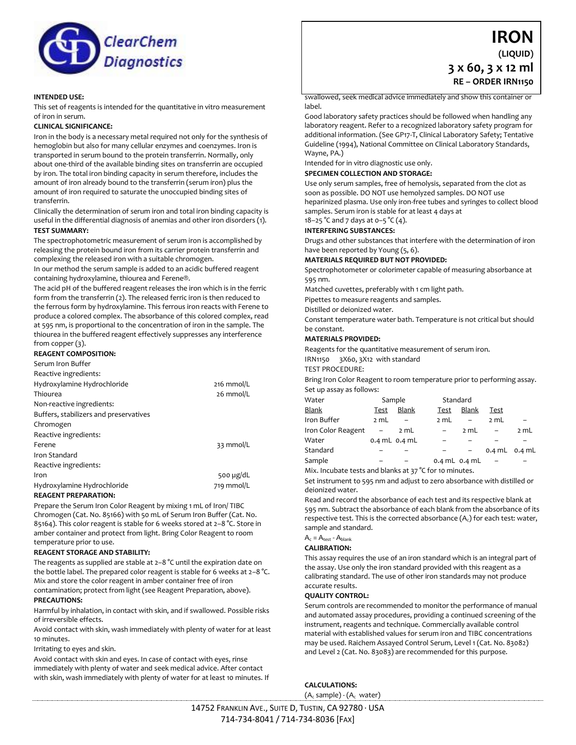# IRON

**(LIQUID)**

**3 x 60, 3 x 12 ml**

**RE – ORDER IRN1150**

ClearChem Diagnostics

**INTENDED USE:**

This set of reagents is intended for the quantitative in vitro measurement of iron in serum.

**CLINICAL SIGNIFICANCE:**

Iron in the body is a necessary metal required not only for the synthesis of hemoglobin but also for many cellular enzymes and coenzymes. Iron is transported in serum bound to the protein transferrin. Normally, only about one-third of the available binding sites on transferrin are occupied by iron. The total iron binding capacity in serum therefore, includes the amount of iron already bound to the transferrin (serum iron) plus the amount of iron required to saturate the unoccupied binding sites of transferrin.

Clinically the determination of serum iron and total iron binding capacity is useful in the differential diagnosis of anemias and other iron disorders (1).

**TEST SUMMARY:**

The spectrophotometric measurement of serum iron is accomplished by releasing the protein bound iron from its carrier protein transferrin and complexing the released iron with a suitable chromogen.

In our method the serum sample is added to an acidic buffered reagent containing hydroxylamine, thiourea and Ferene®.

The acid pH of the buffered reagent releases the iron which is in the ferric form from the transferrin (2). The released ferric iron is then reduced to the ferrous form by hydroxylamine. This ferrous iron reacts with Ferene to produce a colored complex. The absorbance of this colored complex, read at 595 nm, is proportional to the concentration of iron in the sample. The thiourea in the buffered reagent effectively suppresses any interference from copper (3).

**REAGENT COMPOSITION:**

| | |
|---|---|
| Serum Iron Buffer | |
| Reactive ingredients: | |
| Hydroxylamine Hydrochloride | 216 mmol/L |
| Thiourea | 26 mmol/L |
| Non-reactive ingredients: | |
| Buffers, stabilizers and preservatives | |
| Chromogen | |
| Reactive ingredients: | |
| Ferene | 33 mmol/L |
| Iron Standard | |
| Reactive ingredients: | |
| Iron | 500 µg/dL |
| Hydroxylamine Hydrochloride | 719 mmol/L |

**REAGENT PREPARATION:**

Prepare the Serum Iron Color Reagent by mixing 1 mL of Iron/ TIBC Chromogen (Cat. No. 85166) with 50 mL of Serum Iron Buffer (Cat. No. 85164). This color reagent is stable for 6 weeks stored at 2–8 °C. Store in amber container and protect from light. Bring Color Reagent to room temperature prior to use.

**REAGENT STORAGE AND STABILITY:**

The reagents as supplied are stable at 2–8 °C until the expiration date on the bottle label. The prepared color reagent is stable for 6 weeks at 2–8 °C. Mix and store the color reagent in amber container free of iron contamination; protect from light (see Reagent Preparation, above).

**PRECAUTIONS:**

Harmful by inhalation, in contact with skin, and if swallowed. Possible risks of irreversible effects.

Avoid contact with skin, wash immediately with plenty of water for at least 10 minutes.

Irritating to eyes and skin.

Avoid contact with skin and eyes. In case of contact with eyes, rinse immediately with plenty of water and seek medical advice. After contact with skin, wash immediately with plenty of water for at least 10 minutes. If swallowed, seek medical advice immediately and show this container or label.

Good laboratory safety practices should be followed when handling any laboratory reagent. Refer to a recognized laboratory safety program for additional information. (See GP17-T, Clinical Laboratory Safety; Tentative Guideline (1994), National Committee on Clinical Laboratory Standards, Wayne, PA.)

Intended for in vitro diagnostic use only.

**SPECIMEN COLLECTION AND STORAGE:**

Use only serum samples, free of hemolysis, separated from the clot as soon as possible. DO NOT use hemolyzed samples. DO NOT use heparinized plasma. Use only iron-free tubes and syringes to collect blood samples. Serum iron is stable for at least 4 days at 18–25 °C and 7 days at 0–5 °C (4).

**INTERFERING SUBSTANCES:**

Drugs and other substances that interfere with the determination of iron have been reported by Young (5, 6).

**MATERIALS REQUIRED BUT NOT PROVIDED:**

Spectrophotometer or colorimeter capable of measuring absorbance at 595 nm.

Matched cuvettes, preferably with 1 cm light path.

Pipettes to measure reagents and samples.

Distilled or deionized water.

Constant temperature water bath. Temperature is not critical but should be constant.

**MATERIALS PROVIDED:**

Reagents for the quantitative measurement of serum iron.

IRN1150 3X60, 3X12 with standard

TEST PROCEDURE:

Bring Iron Color Reagent to room temperature prior to performing assay.

Set up assay as follows:

| | Water | | Sample | | Standard | |
|---|---|---|---|---|---|---|
| | Blank | Test | Blank | Test | Blank | Test |
| Iron Buffer | 2 mL | – | 2 mL | – | 2 mL | – |
| Iron Color Reagent | – | 2 mL | – | 2 mL | – | 2 mL |
| Water | 0.4 mL | 0.4 mL | – | – | – | – |
| Standard | – | – | – | – | 0.4 mL | 0.4 mL |
| Sample | – | – | 0.4 mL | 0.4 mL | – | – |

Mix. Incubate tests and blanks at 37 °C for 10 minutes.

Set instrument to 595 nm and adjust to zero absorbance with distilled or deionized water.

Read and record the absorbance of each test and its respective blank at 595 nm. Subtract the absorbance of each blank from the absorbance of its respective test. This is the corrected absorbance ($A_c$) for each test: water, sample and standard.

$A_c = A_{test} - A_{blank}$

**CALIBRATION:**

This assay requires the use of an iron standard which is an integral part of the assay. Use only the iron standard provided with this reagent as a calibrating standard. The use of other iron standards may not produce accurate results.

**QUALITY CONTROL:**

Serum controls are recommended to monitor the performance of manual and automated assay procedures, providing a continued screening of the instrument, reagents and technique. Commercially available control material with established values for serum iron and TIBC concentrations may be used. Raichem Assayed Control Serum, Level 1 (Cat. No. 83082) and Level 2 (Cat. No. 83083) are recommended for this purpose.

**CALCULATIONS:**

($A_c$ sample) - ($A_c$ water)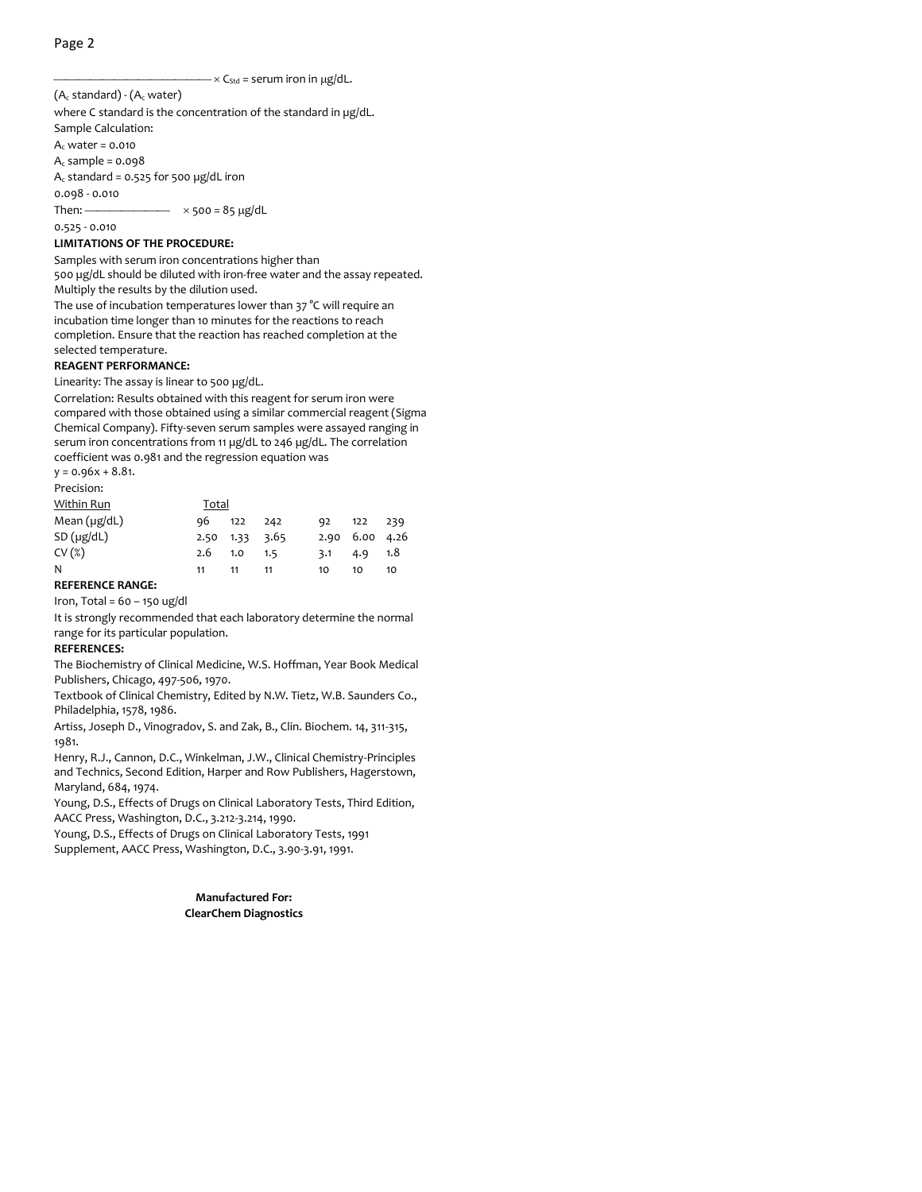$$\frac{(A_c\ \text{sample}) - (A_c\ \text{water})}{(A_c\ \text{standard}) - (A_c\ \text{water})} \times C_{Std} = \text{serum iron in } \mu\text{g/dL}.$$

where C standard is the concentration of the standard in µg/dL.

Sample Calculation:

$A_c$ water = 0.010

$A_c$ sample = 0.098

$A_c$ standard = 0.525 for 500 µg/dL iron

$$\text{Then: } \frac{0.098 - 0.010}{0.525 - 0.010} \times 500 = 85\ \mu\text{g/dL}$$

**LIMITATIONS OF THE PROCEDURE:**

Samples with serum iron concentrations higher than 500 µg/dL should be diluted with iron-free water and the assay repeated. Multiply the results by the dilution used.

The use of incubation temperatures lower than 37 °C will require an incubation time longer than 10 minutes for the reactions to reach completion. Ensure that the reaction has reached completion at the selected temperature.

**REAGENT PERFORMANCE:**

Linearity: The assay is linear to 500 µg/dL.

Correlation: Results obtained with this reagent for serum iron were compared with those obtained using a similar commercial reagent (Sigma Chemical Company). Fifty-seven serum samples were assayed ranging in serum iron concentrations from 11 µg/dL to 246 µg/dL. The correlation coefficient was 0.981 and the regression equation was $y = 0.96x + 8.81$.

Precision:

| | Within Run | | | Total | | |
|---|---|---|---|---|---|---|
| Mean (µg/dL) | 96 | 122 | 242 | 92 | 122 | 239 |
| SD (µg/dL) | 2.50 | 1.33 | 3.65 | 2.90 | 6.00 | 4.26 |
| CV (%) | 2.6 | 1.0 | 1.5 | 3.1 | 4.9 | 1.8 |
| N | 11 | 11 | 11 | 10 | 10 | 10 |

**REFERENCE RANGE:**

Iron, Total = 60 – 150 ug/dl

It is strongly recommended that each laboratory determine the normal range for its particular population.

**REFERENCES:**

The Biochemistry of Clinical Medicine, W.S. Hoffman, Year Book Medical Publishers, Chicago, 497-506, 1970.

Textbook of Clinical Chemistry, Edited by N.W. Tietz, W.B. Saunders Co., Philadelphia, 1578, 1986.

Artiss, Joseph D., Vinogradov, S. and Zak, B., Clin. Biochem. 14, 311-315, 1981.

Henry, R.J., Cannon, D.C., Winkelman, J.W., Clinical Chemistry-Principles and Technics, Second Edition, Harper and Row Publishers, Hagerstown, Maryland, 684, 1974.

Young, D.S., Effects of Drugs on Clinical Laboratory Tests, Third Edition, AACC Press, Washington, D.C., 3.212-3.214, 1990.

Young, D.S., Effects of Drugs on Clinical Laboratory Tests, 1991 Supplement, AACC Press, Washington, D.C., 3.90-3.91, 1991.

**Manufactured For:**
**ClearChem Diagnostics**